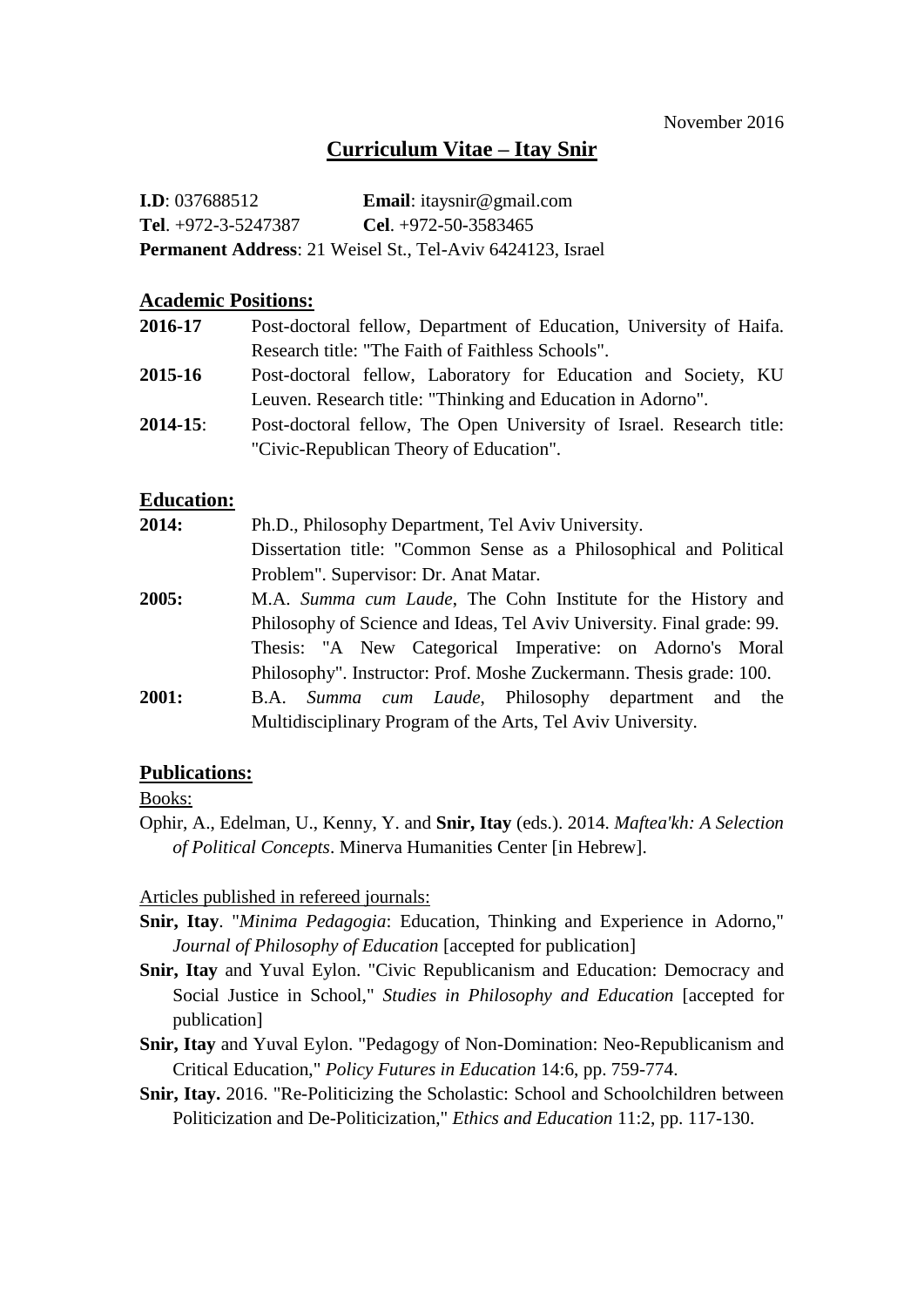November 2016

# Curriculum Vitae – Itay Snir

**I.D**: 037688512 **Email**: itaysnir@gmail.com
**Tel**. +972-3-5247387 **Cel**. +972-50-3583465
**Permanent Address**: 21 Weisel St., Tel-Aviv 6424123, Israel

## Academic Positions:

**2016-17** Post-doctoral fellow, Department of Education, University of Haifa. Research title: "The Faith of Faithless Schools".

**2015-16** Post-doctoral fellow, Laboratory for Education and Society, KU Leuven. Research title: "Thinking and Education in Adorno".

**2014-15**: Post-doctoral fellow, The Open University of Israel. Research title: "Civic-Republican Theory of Education".

## Education:

**2014:** Ph.D., Philosophy Department, Tel Aviv University. Dissertation title: "Common Sense as a Philosophical and Political Problem". Supervisor: Dr. Anat Matar.

**2005:** M.A. *Summa cum Laude*, The Cohn Institute for the History and Philosophy of Science and Ideas, Tel Aviv University. Final grade: 99. Thesis: "A New Categorical Imperative: on Adorno's Moral Philosophy". Instructor: Prof. Moshe Zuckermann. Thesis grade: 100.

**2001:** B.A. *Summa cum Laude*, Philosophy department and the Multidisciplinary Program of the Arts, Tel Aviv University.

## Publications:

Books:

Ophir, A., Edelman, U., Kenny, Y. and **Snir, Itay** (eds.). 2014. *Maftea'kh: A Selection of Political Concepts*. Minerva Humanities Center [in Hebrew].

Articles published in refereed journals:

**Snir, Itay**. "*Minima Pedagogia*: Education, Thinking and Experience in Adorno," *Journal of Philosophy of Education* [accepted for publication]

**Snir, Itay** and Yuval Eylon. "Civic Republicanism and Education: Democracy and Social Justice in School," *Studies in Philosophy and Education* [accepted for publication]

**Snir, Itay** and Yuval Eylon. "Pedagogy of Non-Domination: Neo-Republicanism and Critical Education," *Policy Futures in Education* 14:6, pp. 759-774.

**Snir, Itay.** 2016. "Re-Politicizing the Scholastic: School and Schoolchildren between Politicization and De-Politicization," *Ethics and Education* 11:2, pp. 117-130.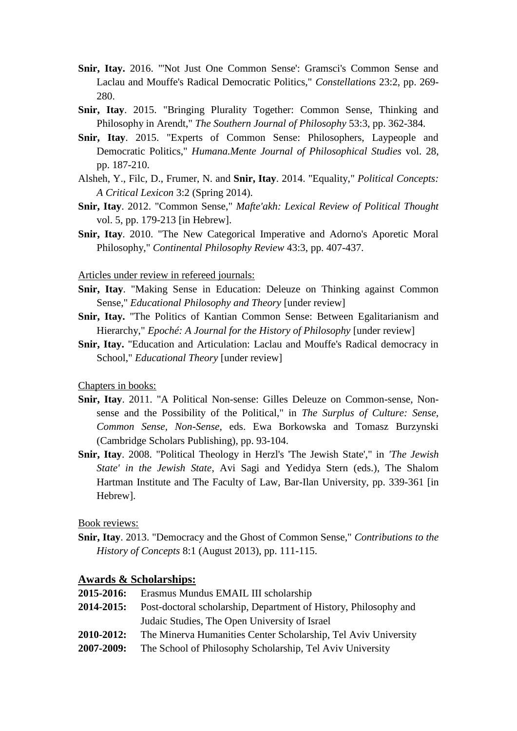**Snir, Itay.** 2016. "'Not Just One Common Sense': Gramsci's Common Sense and Laclau and Mouffe's Radical Democratic Politics," *Constellations* 23:2, pp. 269-280.

**Snir, Itay**. 2015. "Bringing Plurality Together: Common Sense, Thinking and Philosophy in Arendt," *The Southern Journal of Philosophy* 53:3, pp. 362-384.

**Snir, Itay**. 2015. "Experts of Common Sense: Philosophers, Laypeople and Democratic Politics," *Humana.Mente Journal of Philosophical Studies* vol. 28, pp. 187-210.

Alsheh, Y., Filc, D., Frumer, N. and **Snir, Itay**. 2014. "Equality," *Political Concepts: A Critical Lexicon* 3:2 (Spring 2014).

**Snir, Itay**. 2012. "Common Sense," *Mafte'akh: Lexical Review of Political Thought* vol. 5, pp. 179-213 [in Hebrew].

**Snir, Itay**. 2010. "The New Categorical Imperative and Adorno's Aporetic Moral Philosophy," *Continental Philosophy Review* 43:3, pp. 407-437.

<u>Articles under review in refereed journals:</u>

**Snir, Itay**. "Making Sense in Education: Deleuze on Thinking against Common Sense," *Educational Philosophy and Theory* [under review]

**Snir, Itay.** "The Politics of Kantian Common Sense: Between Egalitarianism and Hierarchy," *Epoché: A Journal for the History of Philosophy* [under review]

**Snir, Itay.** "Education and Articulation: Laclau and Mouffe's Radical democracy in School," *Educational Theory* [under review]

<u>Chapters in books:</u>

**Snir, Itay**. 2011. "A Political Non-sense: Gilles Deleuze on Common-sense, Non-sense and the Possibility of the Political," in *The Surplus of Culture: Sense, Common Sense, Non-Sense*, eds. Ewa Borkowska and Tomasz Burzynski (Cambridge Scholars Publishing), pp. 93-104.

**Snir, Itay**. 2008. "Political Theology in Herzl's 'The Jewish State'," in *'The Jewish State' in the Jewish State*, Avi Sagi and Yedidya Stern (eds.), The Shalom Hartman Institute and The Faculty of Law, Bar-Ilan University, pp. 339-361 [in Hebrew].

<u>Book reviews:</u>

**Snir, Itay**. 2013. "Democracy and the Ghost of Common Sense," *Contributions to the History of Concepts* 8:1 (August 2013), pp. 111-115.

## Awards & Scholarships:

**2015-2016:** Erasmus Mundus EMAIL III scholarship

**2014-2015:** Post-doctoral scholarship, Department of History, Philosophy and Judaic Studies, The Open University of Israel

**2010-2012:** The Minerva Humanities Center Scholarship, Tel Aviv University

**2007-2009:** The School of Philosophy Scholarship, Tel Aviv University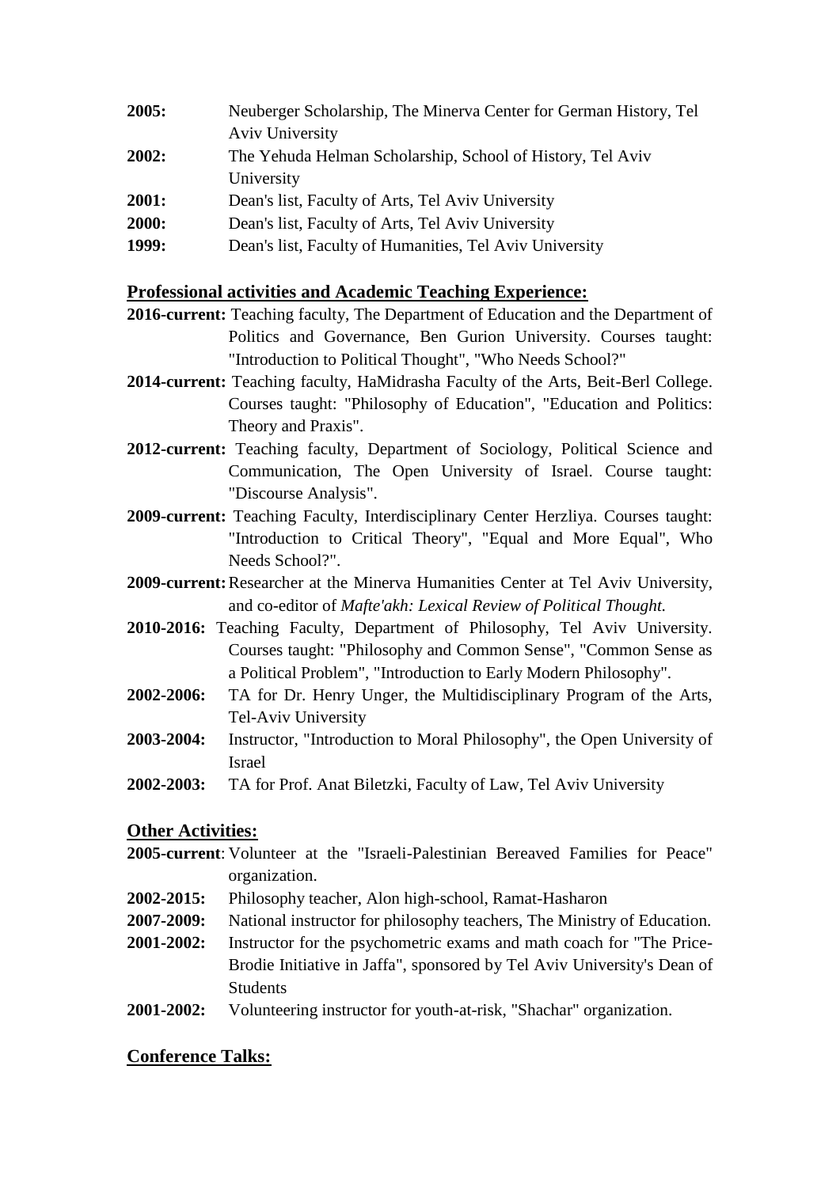**2005:** Neuberger Scholarship, The Minerva Center for German History, Tel Aviv University

**2002:** The Yehuda Helman Scholarship, School of History, Tel Aviv University

**2001:** Dean's list, Faculty of Arts, Tel Aviv University

**2000:** Dean's list, Faculty of Arts, Tel Aviv University

**1999:** Dean's list, Faculty of Humanities, Tel Aviv University

## **Professional activities and Academic Teaching Experience:**

**2016-current:** Teaching faculty, The Department of Education and the Department of Politics and Governance, Ben Gurion University. Courses taught: "Introduction to Political Thought", "Who Needs School?"

**2014-current:** Teaching faculty, HaMidrasha Faculty of the Arts, Beit-Berl College. Courses taught: "Philosophy of Education", "Education and Politics: Theory and Praxis".

**2012-current:** Teaching faculty, Department of Sociology, Political Science and Communication, The Open University of Israel. Course taught: "Discourse Analysis".

**2009-current:** Teaching Faculty, Interdisciplinary Center Herzliya. Courses taught: "Introduction to Critical Theory", "Equal and More Equal", Who Needs School?".

**2009-current:** Researcher at the Minerva Humanities Center at Tel Aviv University, and co-editor of *Mafte'akh: Lexical Review of Political Thought.*

**2010-2016:** Teaching Faculty, Department of Philosophy, Tel Aviv University. Courses taught: "Philosophy and Common Sense", "Common Sense as a Political Problem", "Introduction to Early Modern Philosophy".

**2002-2006:** TA for Dr. Henry Unger, the Multidisciplinary Program of the Arts, Tel-Aviv University

**2003-2004:** Instructor, "Introduction to Moral Philosophy", the Open University of Israel

**2002-2003:** TA for Prof. Anat Biletzki, Faculty of Law, Tel Aviv University

## **Other Activities:**

**2005-current**: Volunteer at the "Israeli-Palestinian Bereaved Families for Peace" organization.

**2002-2015:** Philosophy teacher, Alon high-school, Ramat-Hasharon

**2007-2009:** National instructor for philosophy teachers, The Ministry of Education.

**2001-2002:** Instructor for the psychometric exams and math coach for "The Price-Brodie Initiative in Jaffa", sponsored by Tel Aviv University's Dean of Students

**2001-2002:** Volunteering instructor for youth-at-risk, "Shachar" organization.

## **Conference Talks:**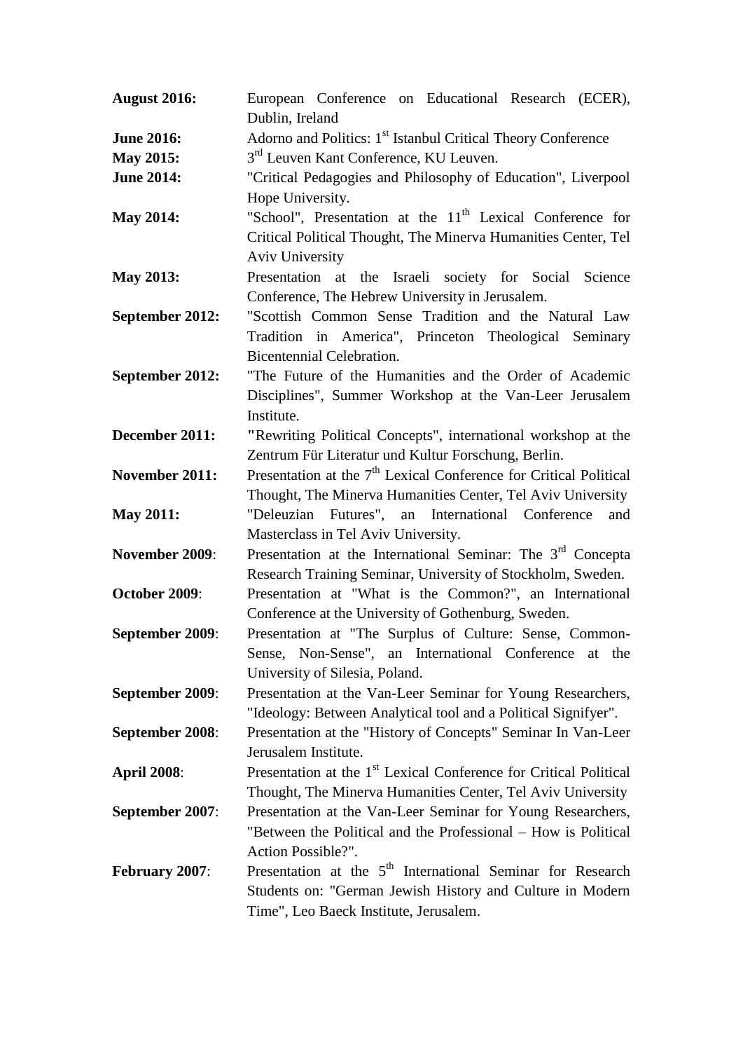**August 2016:** European Conference on Educational Research (ECER), Dublin, Ireland

**June 2016:** Adorno and Politics: 1st Istanbul Critical Theory Conference

**May 2015:** 3rd Leuven Kant Conference, KU Leuven.

**June 2014:** "Critical Pedagogies and Philosophy of Education", Liverpool Hope University.

**May 2014:** "School", Presentation at the 11th Lexical Conference for Critical Political Thought, The Minerva Humanities Center, Tel Aviv University

**May 2013:** Presentation at the Israeli society for Social Science Conference, The Hebrew University in Jerusalem.

**September 2012:** "Scottish Common Sense Tradition and the Natural Law Tradition in America", Princeton Theological Seminary Bicentennial Celebration.

**September 2012:** "The Future of the Humanities and the Order of Academic Disciplines", Summer Workshop at the Van-Leer Jerusalem Institute.

**December 2011:** "Rewriting Political Concepts", international workshop at the Zentrum Für Literatur und Kultur Forschung, Berlin.

**November 2011:** Presentation at the 7th Lexical Conference for Critical Political Thought, The Minerva Humanities Center, Tel Aviv University

**May 2011:** "Deleuzian Futures", an International Conference and Masterclass in Tel Aviv University.

**November 2009**: Presentation at the International Seminar: The 3rd Concepta Research Training Seminar, University of Stockholm, Sweden.

**October 2009**: Presentation at "What is the Common?", an International Conference at the University of Gothenburg, Sweden.

**September 2009**: Presentation at "The Surplus of Culture: Sense, Common-Sense, Non-Sense", an International Conference at the University of Silesia, Poland.

**September 2009**: Presentation at the Van-Leer Seminar for Young Researchers, "Ideology: Between Analytical tool and a Political Signifyer".

**September 2008**: Presentation at the "History of Concepts" Seminar In Van-Leer Jerusalem Institute.

**April 2008**: Presentation at the 1st Lexical Conference for Critical Political Thought, The Minerva Humanities Center, Tel Aviv University

**September 2007**: Presentation at the Van-Leer Seminar for Young Researchers, "Between the Political and the Professional – How is Political Action Possible?".

**February 2007**: Presentation at the 5th International Seminar for Research Students on: "German Jewish History and Culture in Modern Time", Leo Baeck Institute, Jerusalem.